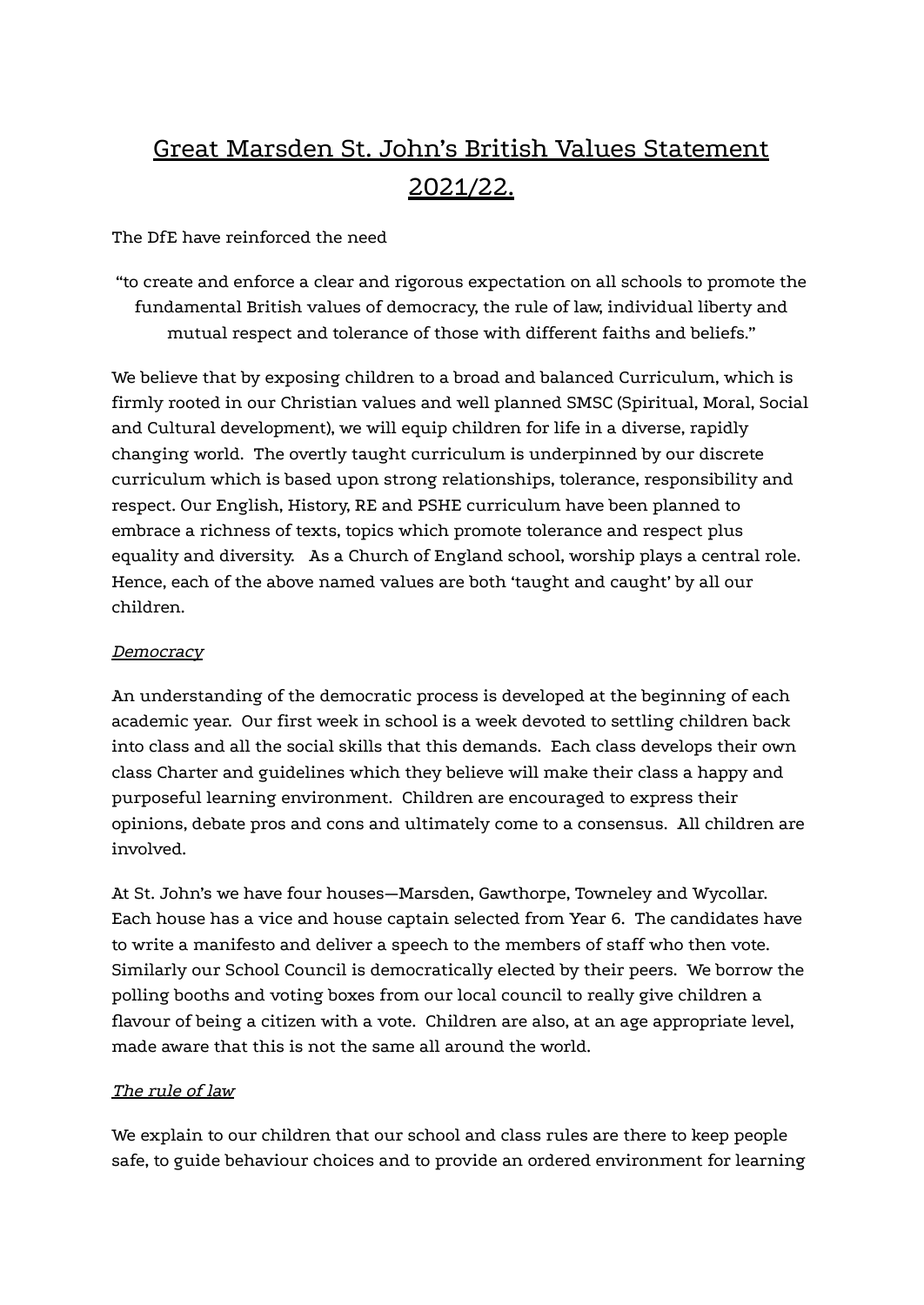# Great Marsden St. John's British Values Statement 2021/22.

The DfE have reinforced the need

> "to create and enforce a clear and rigorous expectation on all schools to promote the fundamental British values of democracy, the rule of law, individual liberty and mutual respect and tolerance of those with different faiths and beliefs."

We believe that by exposing children to a broad and balanced Curriculum, which is firmly rooted in our Christian values and well planned SMSC (Spiritual, Moral, Social and Cultural development), we will equip children for life in a diverse, rapidly changing world. The overtly taught curriculum is underpinned by our discrete curriculum which is based upon strong relationships, tolerance, responsibility and respect. Our English, History, RE and PSHE curriculum have been planned to embrace a richness of texts, topics which promote tolerance and respect plus equality and diversity. As a Church of England school, worship plays a central role. Hence, each of the above named values are both 'taught and caught' by all our children.

## *Democracy*

An understanding of the democratic process is developed at the beginning of each academic year. Our first week in school is a week devoted to settling children back into class and all the social skills that this demands. Each class develops their own class Charter and guidelines which they believe will make their class a happy and purposeful learning environment. Children are encouraged to express their opinions, debate pros and cons and ultimately come to a consensus. All children are involved.

At St. John's we have four houses—Marsden, Gawthorpe, Towneley and Wycollar. Each house has a vice and house captain selected from Year 6. The candidates have to write a manifesto and deliver a speech to the members of staff who then vote. Similarly our School Council is democratically elected by their peers. We borrow the polling booths and voting boxes from our local council to really give children a flavour of being a citizen with a vote. Children are also, at an age appropriate level, made aware that this is not the same all around the world.

## *The rule of law*

We explain to our children that our school and class rules are there to keep people safe, to guide behaviour choices and to provide an ordered environment for learning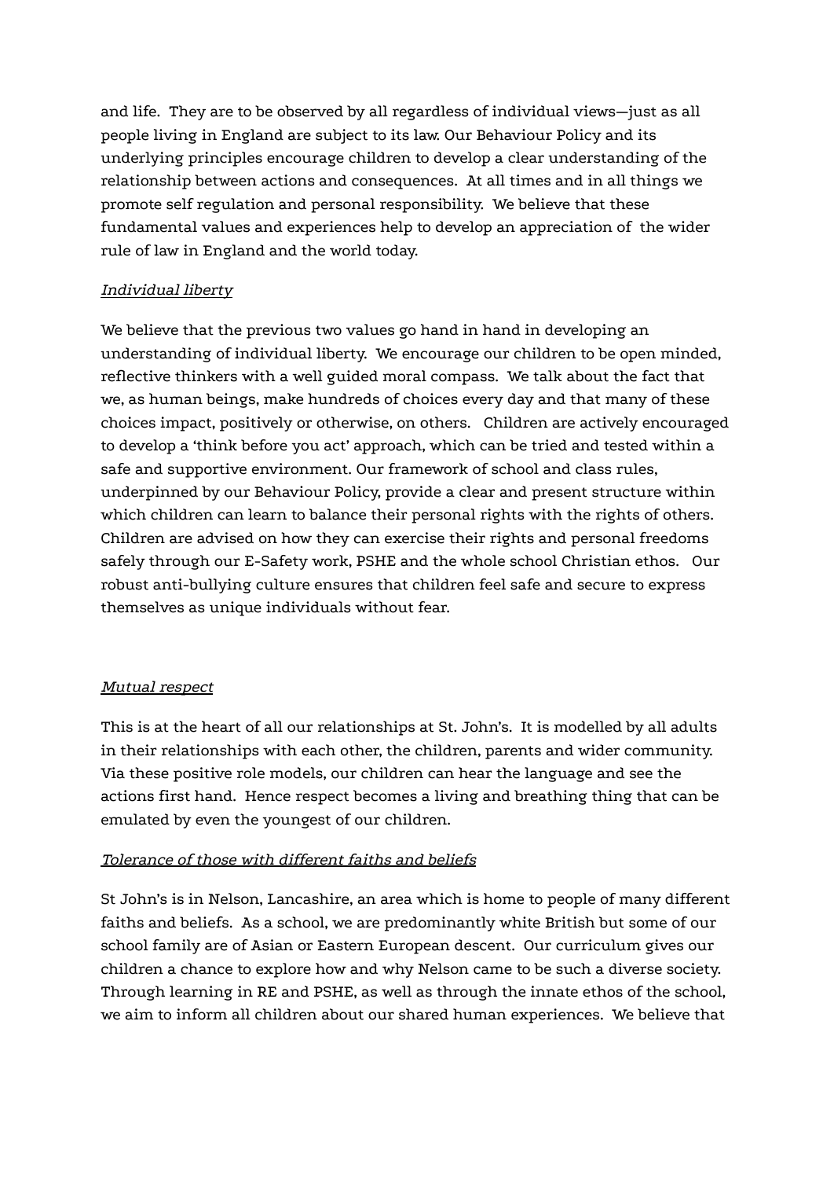and life. They are to be observed by all regardless of individual views—just as all people living in England are subject to its law. Our Behaviour Policy and its underlying principles encourage children to develop a clear understanding of the relationship between actions and consequences. At all times and in all things we promote self regulation and personal responsibility. We believe that these fundamental values and experiences help to develop an appreciation of the wider rule of law in England and the world today.

*Individual liberty*

We believe that the previous two values go hand in hand in developing an understanding of individual liberty. We encourage our children to be open minded, reflective thinkers with a well guided moral compass. We talk about the fact that we, as human beings, make hundreds of choices every day and that many of these choices impact, positively or otherwise, on others. Children are actively encouraged to develop a 'think before you act' approach, which can be tried and tested within a safe and supportive environment. Our framework of school and class rules, underpinned by our Behaviour Policy, provide a clear and present structure within which children can learn to balance their personal rights with the rights of others. Children are advised on how they can exercise their rights and personal freedoms safely through our E-Safety work, PSHE and the whole school Christian ethos. Our robust anti-bullying culture ensures that children feel safe and secure to express themselves as unique individuals without fear.

*Mutual respect*

This is at the heart of all our relationships at St. John's. It is modelled by all adults in their relationships with each other, the children, parents and wider community. Via these positive role models, our children can hear the language and see the actions first hand. Hence respect becomes a living and breathing thing that can be emulated by even the youngest of our children.

*Tolerance of those with different faiths and beliefs*

St John's is in Nelson, Lancashire, an area which is home to people of many different faiths and beliefs. As a school, we are predominantly white British but some of our school family are of Asian or Eastern European descent. Our curriculum gives our children a chance to explore how and why Nelson came to be such a diverse society. Through learning in RE and PSHE, as well as through the innate ethos of the school, we aim to inform all children about our shared human experiences. We believe that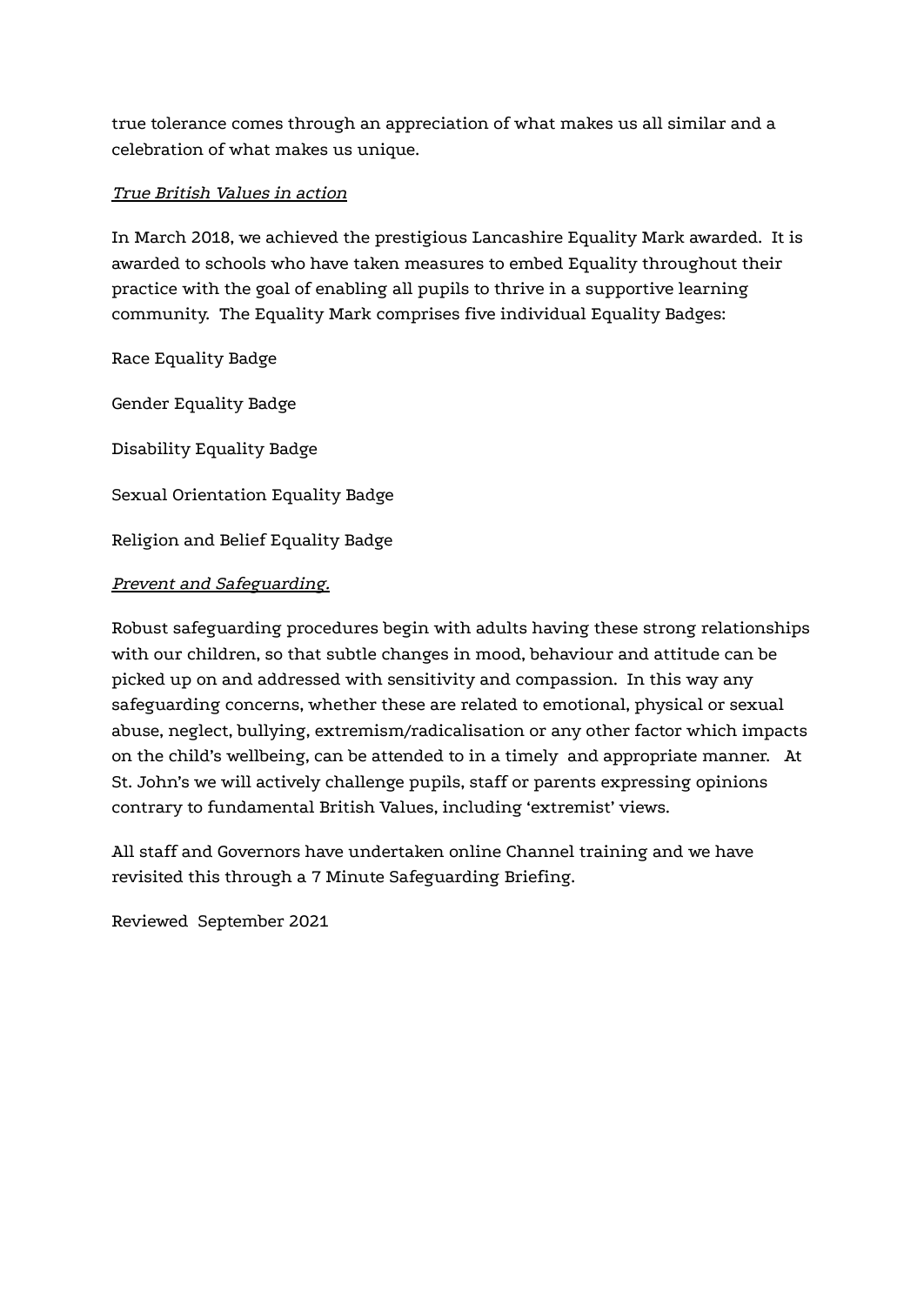true tolerance comes through an appreciation of what makes us all similar and a celebration of what makes us unique.

*True British Values in action*

In March 2018, we achieved the prestigious Lancashire Equality Mark awarded. It is awarded to schools who have taken measures to embed Equality throughout their practice with the goal of enabling all pupils to thrive in a supportive learning community. The Equality Mark comprises five individual Equality Badges:

Race Equality Badge

Gender Equality Badge

Disability Equality Badge

Sexual Orientation Equality Badge

Religion and Belief Equality Badge

*Prevent and Safeguarding.*

Robust safeguarding procedures begin with adults having these strong relationships with our children, so that subtle changes in mood, behaviour and attitude can be picked up on and addressed with sensitivity and compassion. In this way any safeguarding concerns, whether these are related to emotional, physical or sexual abuse, neglect, bullying, extremism/radicalisation or any other factor which impacts on the child's wellbeing, can be attended to in a timely and appropriate manner. At St. John's we will actively challenge pupils, staff or parents expressing opinions contrary to fundamental British Values, including 'extremist' views.

All staff and Governors have undertaken online Channel training and we have revisited this through a 7 Minute Safeguarding Briefing.

Reviewed September 2021